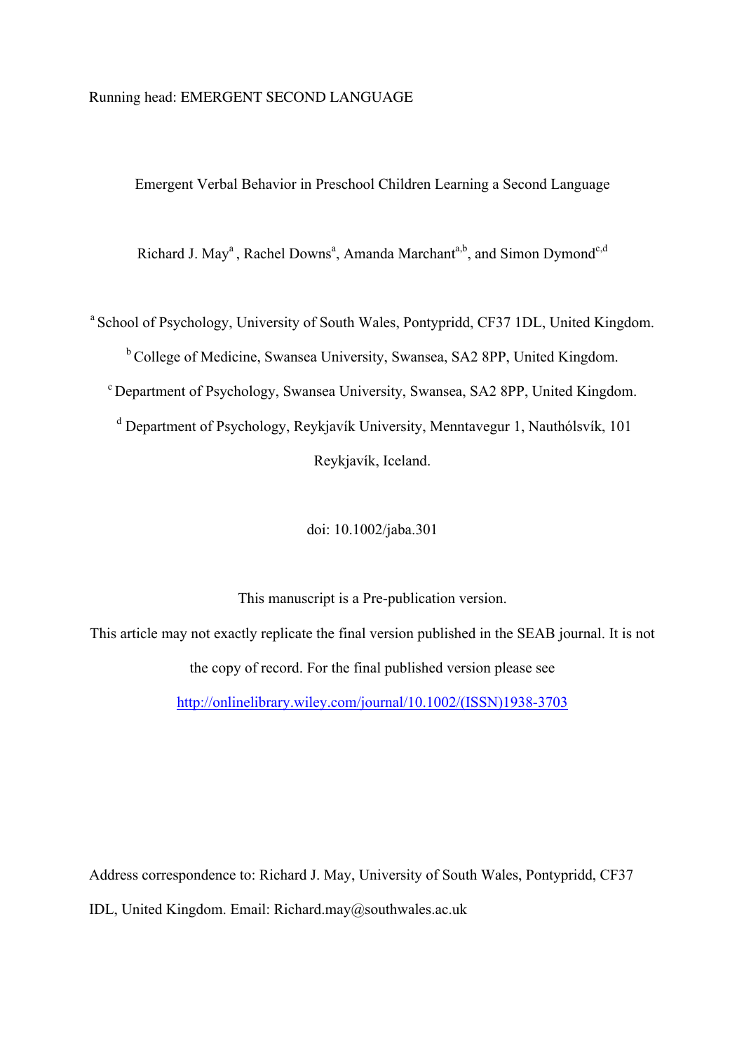Running head: EMERGENT SECOND LANGUAGE

# Emergent Verbal Behavior in Preschool Children Learning a Second Language

Richard J. May[a], Rachel Downs[a], Amanda Marchant[a,b], and Simon Dymond[c,d]

[a] School of Psychology, University of South Wales, Pontypridd, CF37 1DL, United Kingdom.

[b] College of Medicine, Swansea University, Swansea, SA2 8PP, United Kingdom.

[c] Department of Psychology, Swansea University, Swansea, SA2 8PP, United Kingdom.

[d] Department of Psychology, Reykjavík University, Menntavegur 1, Nauthólsvík, 101 Reykjavík, Iceland.

doi: 10.1002/jaba.301

This manuscript is a Pre-publication version.

This article may not exactly replicate the final version published in the SEAB journal. It is not the copy of record. For the final published version please see http://onlinelibrary.wiley.com/journal/10.1002/(ISSN)1938-3703

Address correspondence to: Richard J. May, University of South Wales, Pontypridd, CF37 IDL, United Kingdom. Email: Richard.may@southwales.ac.uk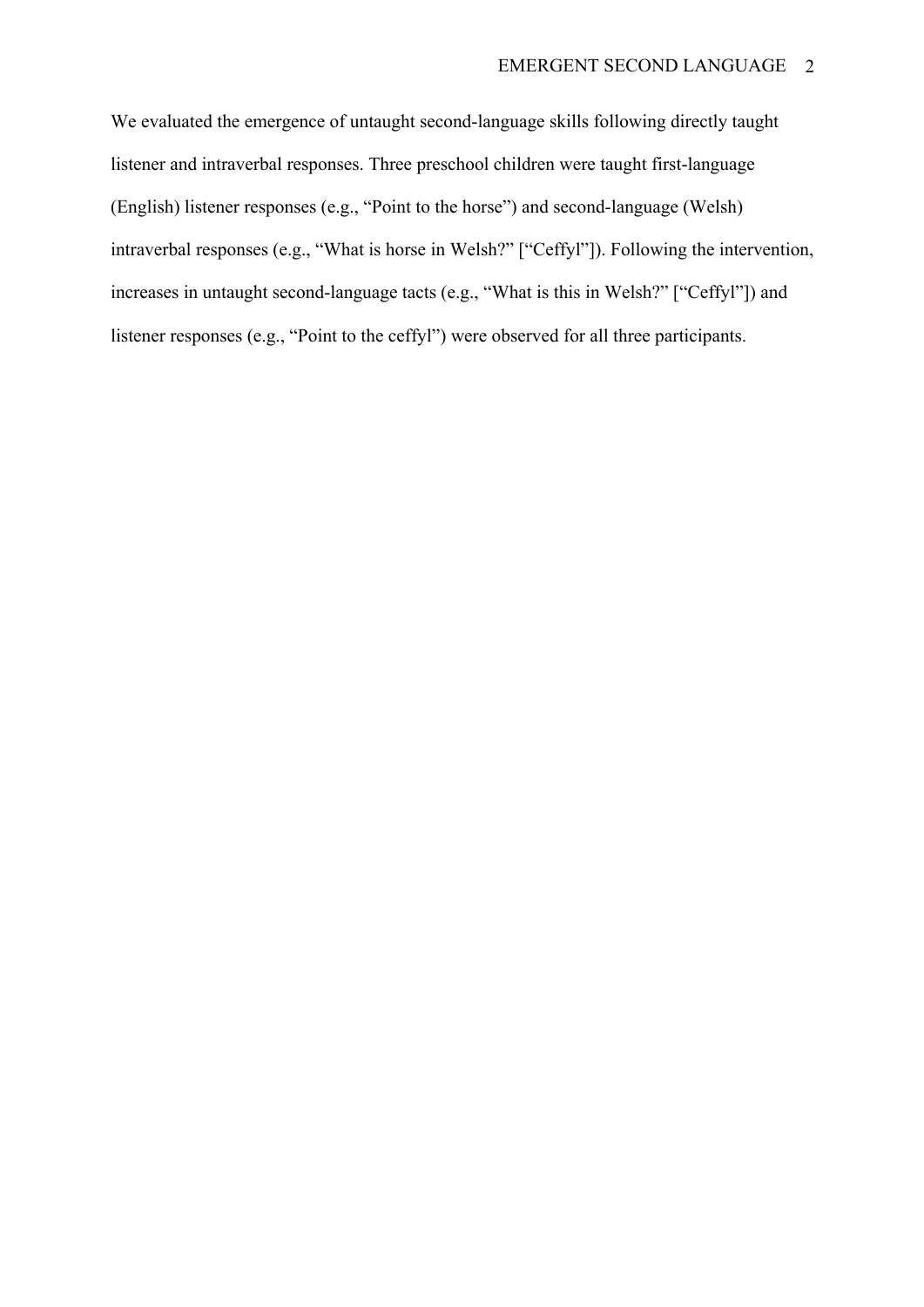We evaluated the emergence of untaught second-language skills following directly taught listener and intraverbal responses. Three preschool children were taught first-language (English) listener responses (e.g., “Point to the horse”) and second-language (Welsh) intraverbal responses (e.g., “What is horse in Welsh?” [“Ceffyl”]). Following the intervention, increases in untaught second-language tacts (e.g., “What is this in Welsh?” [“Ceffyl”]) and listener responses (e.g., “Point to the ceffyl”) were observed for all three participants.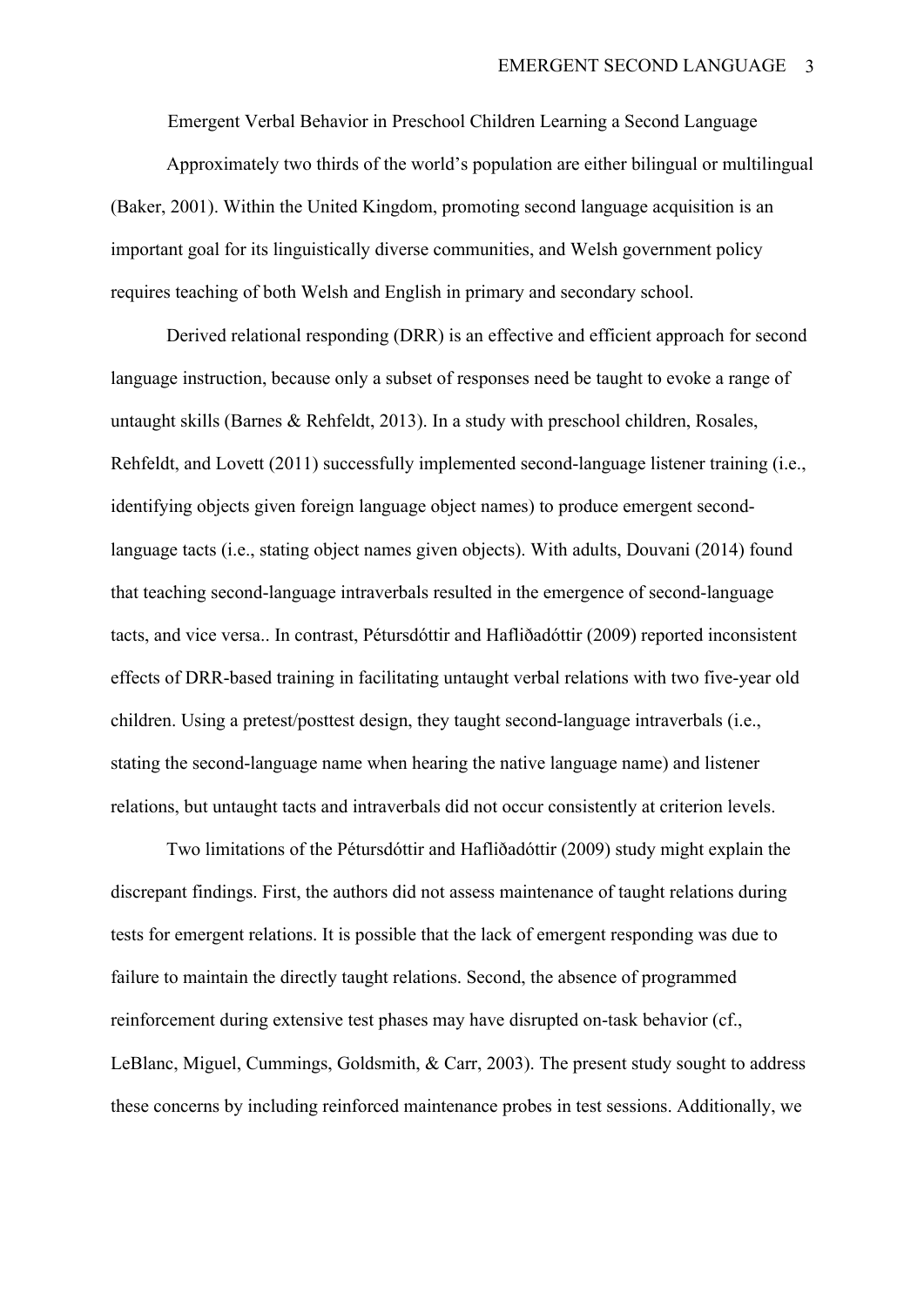# Emergent Verbal Behavior in Preschool Children Learning a Second Language

Approximately two thirds of the world's population are either bilingual or multilingual (Baker, 2001). Within the United Kingdom, promoting second language acquisition is an important goal for its linguistically diverse communities, and Welsh government policy requires teaching of both Welsh and English in primary and secondary school.

Derived relational responding (DRR) is an effective and efficient approach for second language instruction, because only a subset of responses need be taught to evoke a range of untaught skills (Barnes & Rehfeldt, 2013). In a study with preschool children, Rosales, Rehfeldt, and Lovett (2011) successfully implemented second-language listener training (i.e., identifying objects given foreign language object names) to produce emergent second-language tacts (i.e., stating object names given objects). With adults, Douvani (2014) found that teaching second-language intraverbals resulted in the emergence of second-language tacts, and vice versa.. In contrast, Pétursdóttir and Hafliðadóttir (2009) reported inconsistent effects of DRR-based training in facilitating untaught verbal relations with two five-year old children. Using a pretest/posttest design, they taught second-language intraverbals (i.e., stating the second-language name when hearing the native language name) and listener relations, but untaught tacts and intraverbals did not occur consistently at criterion levels.

Two limitations of the Pétursdóttir and Hafliðadóttir (2009) study might explain the discrepant findings. First, the authors did not assess maintenance of taught relations during tests for emergent relations. It is possible that the lack of emergent responding was due to failure to maintain the directly taught relations. Second, the absence of programmed reinforcement during extensive test phases may have disrupted on-task behavior (cf., LeBlanc, Miguel, Cummings, Goldsmith, & Carr, 2003). The present study sought to address these concerns by including reinforced maintenance probes in test sessions. Additionally, we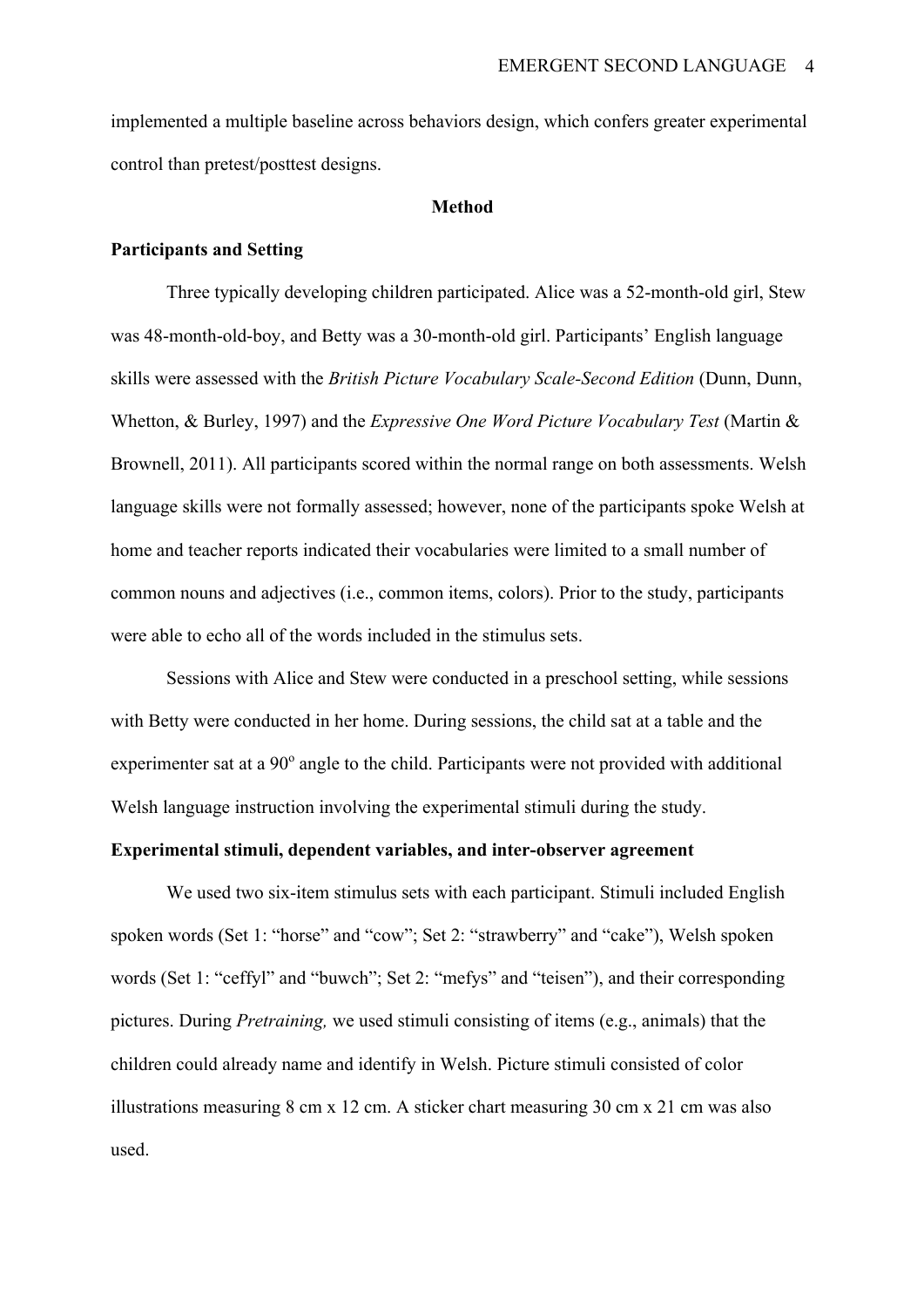implemented a multiple baseline across behaviors design, which confers greater experimental control than pretest/posttest designs.

## Method

### Participants and Setting

Three typically developing children participated. Alice was a 52-month-old girl, Stew was 48-month-old-boy, and Betty was a 30-month-old girl. Participants' English language skills were assessed with the *British Picture Vocabulary Scale-Second Edition* (Dunn, Dunn, Whetton, & Burley, 1997) and the *Expressive One Word Picture Vocabulary Test* (Martin & Brownell, 2011). All participants scored within the normal range on both assessments. Welsh language skills were not formally assessed; however, none of the participants spoke Welsh at home and teacher reports indicated their vocabularies were limited to a small number of common nouns and adjectives (i.e., common items, colors). Prior to the study, participants were able to echo all of the words included in the stimulus sets.

Sessions with Alice and Stew were conducted in a preschool setting, while sessions with Betty were conducted in her home. During sessions, the child sat at a table and the experimenter sat at a $90^{o}$ angle to the child. Participants were not provided with additional Welsh language instruction involving the experimental stimuli during the study.

### Experimental stimuli, dependent variables, and inter-observer agreement

We used two six-item stimulus sets with each participant. Stimuli included English spoken words (Set 1: "horse" and "cow"; Set 2: "strawberry" and "cake"), Welsh spoken words (Set 1: "ceffyl" and "buwch"; Set 2: "mefys" and "teisen"), and their corresponding pictures. During *Pretraining,* we used stimuli consisting of items (e.g., animals) that the children could already name and identify in Welsh. Picture stimuli consisted of color illustrations measuring 8 cm x 12 cm. A sticker chart measuring 30 cm x 21 cm was also used.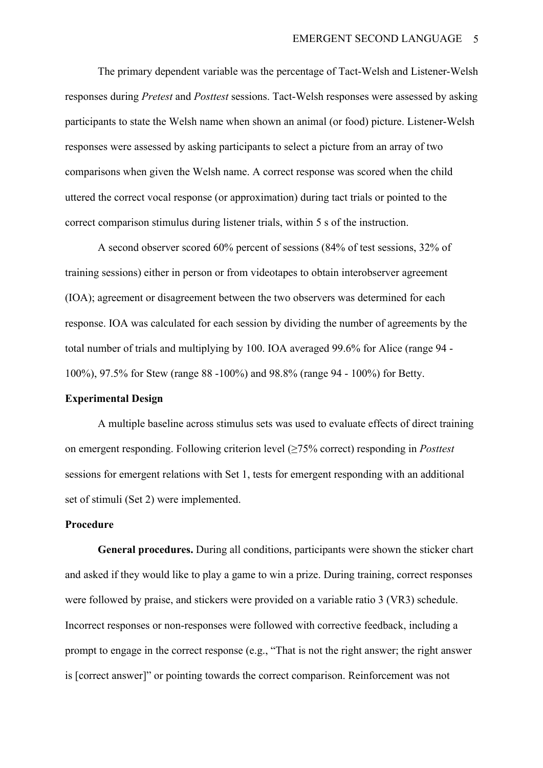The primary dependent variable was the percentage of Tact-Welsh and Listener-Welsh responses during *Pretest* and *Posttest* sessions. Tact-Welsh responses were assessed by asking participants to state the Welsh name when shown an animal (or food) picture. Listener-Welsh responses were assessed by asking participants to select a picture from an array of two comparisons when given the Welsh name. A correct response was scored when the child uttered the correct vocal response (or approximation) during tact trials or pointed to the correct comparison stimulus during listener trials, within 5 s of the instruction.

A second observer scored 60% percent of sessions (84% of test sessions, 32% of training sessions) either in person or from videotapes to obtain interobserver agreement (IOA); agreement or disagreement between the two observers was determined for each response. IOA was calculated for each session by dividing the number of agreements by the total number of trials and multiplying by 100. IOA averaged 99.6% for Alice (range 94 - 100%), 97.5% for Stew (range 88 -100%) and 98.8% (range 94 - 100%) for Betty.

**Experimental Design**

A multiple baseline across stimulus sets was used to evaluate effects of direct training on emergent responding. Following criterion level (≥75% correct) responding in *Posttest* sessions for emergent relations with Set 1, tests for emergent responding with an additional set of stimuli (Set 2) were implemented.

**Procedure**

**General procedures.** During all conditions, participants were shown the sticker chart and asked if they would like to play a game to win a prize. During training, correct responses were followed by praise, and stickers were provided on a variable ratio 3 (VR3) schedule. Incorrect responses or non-responses were followed with corrective feedback, including a prompt to engage in the correct response (e.g., “That is not the right answer; the right answer is [correct answer]” or pointing towards the correct comparison. Reinforcement was not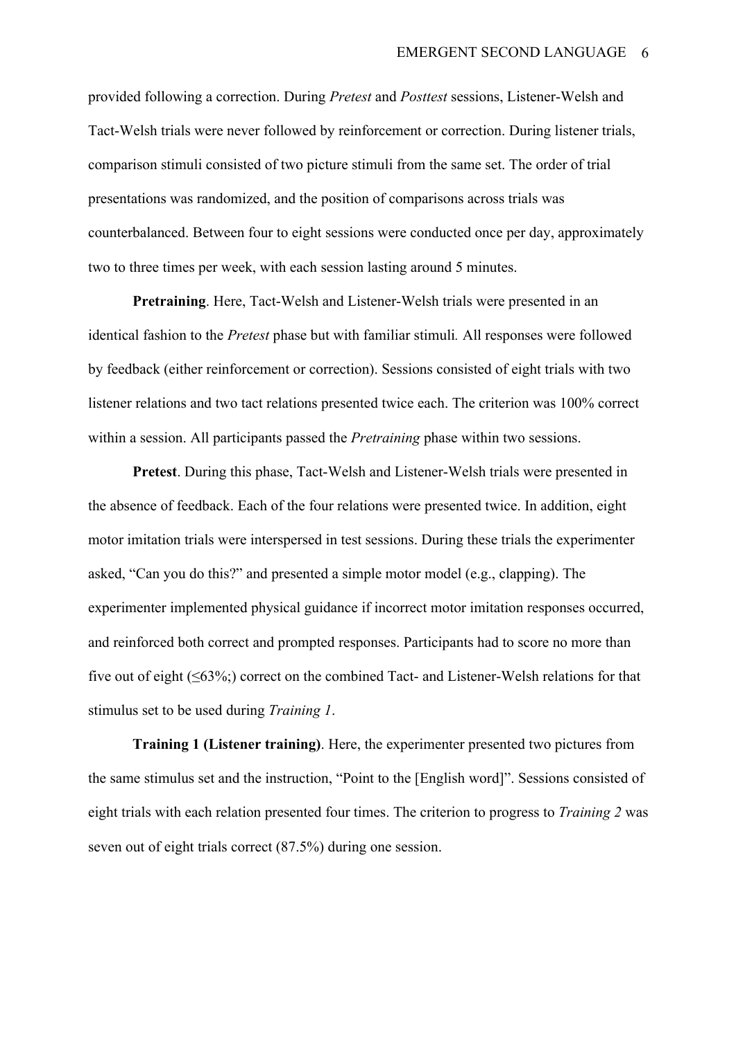provided following a correction. During *Pretest* and *Posttest* sessions, Listener-Welsh and Tact-Welsh trials were never followed by reinforcement or correction. During listener trials, comparison stimuli consisted of two picture stimuli from the same set. The order of trial presentations was randomized, and the position of comparisons across trials was counterbalanced. Between four to eight sessions were conducted once per day, approximately two to three times per week, with each session lasting around 5 minutes.

**Pretraining**. Here, Tact-Welsh and Listener-Welsh trials were presented in an identical fashion to the *Pretest* phase but with familiar stimuli*.* All responses were followed by feedback (either reinforcement or correction). Sessions consisted of eight trials with two listener relations and two tact relations presented twice each. The criterion was 100% correct within a session. All participants passed the *Pretraining* phase within two sessions.

**Pretest**. During this phase, Tact-Welsh and Listener-Welsh trials were presented in the absence of feedback. Each of the four relations were presented twice. In addition, eight motor imitation trials were interspersed in test sessions. During these trials the experimenter asked, "Can you do this?" and presented a simple motor model (e.g., clapping). The experimenter implemented physical guidance if incorrect motor imitation responses occurred, and reinforced both correct and prompted responses. Participants had to score no more than five out of eight (≤63%;) correct on the combined Tact- and Listener-Welsh relations for that stimulus set to be used during *Training 1*.

**Training 1 (Listener training)**. Here, the experimenter presented two pictures from the same stimulus set and the instruction, "Point to the [English word]". Sessions consisted of eight trials with each relation presented four times. The criterion to progress to *Training 2* was seven out of eight trials correct (87.5%) during one session.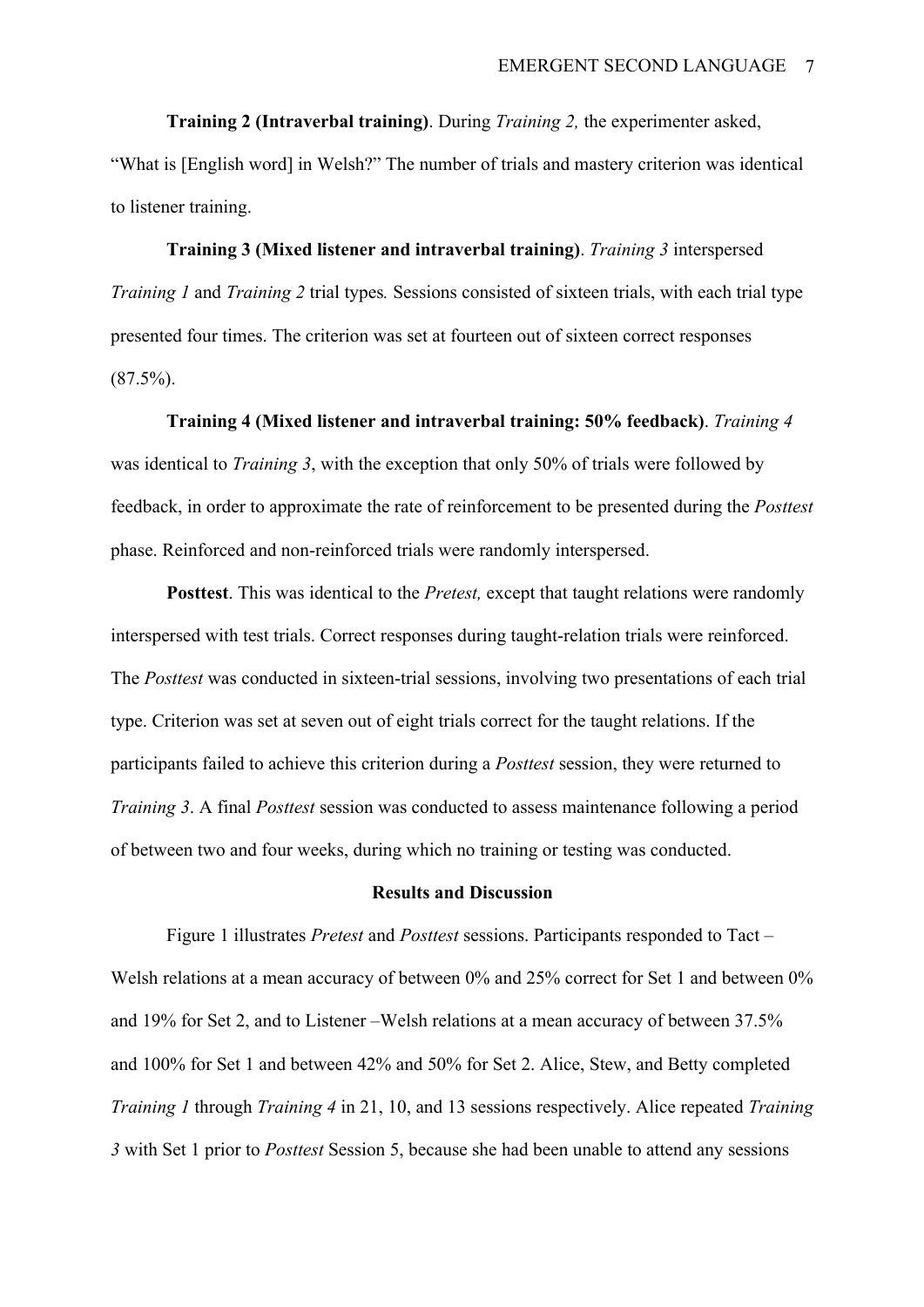**Training 2 (Intraverbal training)**. During *Training 2,* the experimenter asked, "What is [English word] in Welsh?" The number of trials and mastery criterion was identical to listener training.

**Training 3 (Mixed listener and intraverbal training)**. *Training 3* interspersed *Training 1* and *Training 2* trial types*.* Sessions consisted of sixteen trials, with each trial type presented four times. The criterion was set at fourteen out of sixteen correct responses (87.5%).

**Training 4 (Mixed listener and intraverbal training: 50% feedback)**. *Training 4* was identical to *Training 3*, with the exception that only 50% of trials were followed by feedback, in order to approximate the rate of reinforcement to be presented during the *Posttest* phase. Reinforced and non-reinforced trials were randomly interspersed.

**Posttest**. This was identical to the *Pretest,* except that taught relations were randomly interspersed with test trials. Correct responses during taught-relation trials were reinforced. The *Posttest* was conducted in sixteen-trial sessions, involving two presentations of each trial type. Criterion was set at seven out of eight trials correct for the taught relations. If the participants failed to achieve this criterion during a *Posttest* session, they were returned to *Training 3*. A final *Posttest* session was conducted to assess maintenance following a period of between two and four weeks, during which no training or testing was conducted.

## Results and Discussion

Figure 1 illustrates *Pretest* and *Posttest* sessions. Participants responded to Tact – Welsh relations at a mean accuracy of between 0% and 25% correct for Set 1 and between 0% and 19% for Set 2, and to Listener –Welsh relations at a mean accuracy of between 37.5% and 100% for Set 1 and between 42% and 50% for Set 2. Alice, Stew, and Betty completed *Training 1* through *Training 4* in 21, 10, and 13 sessions respectively. Alice repeated *Training 3* with Set 1 prior to *Posttest* Session 5, because she had been unable to attend any sessions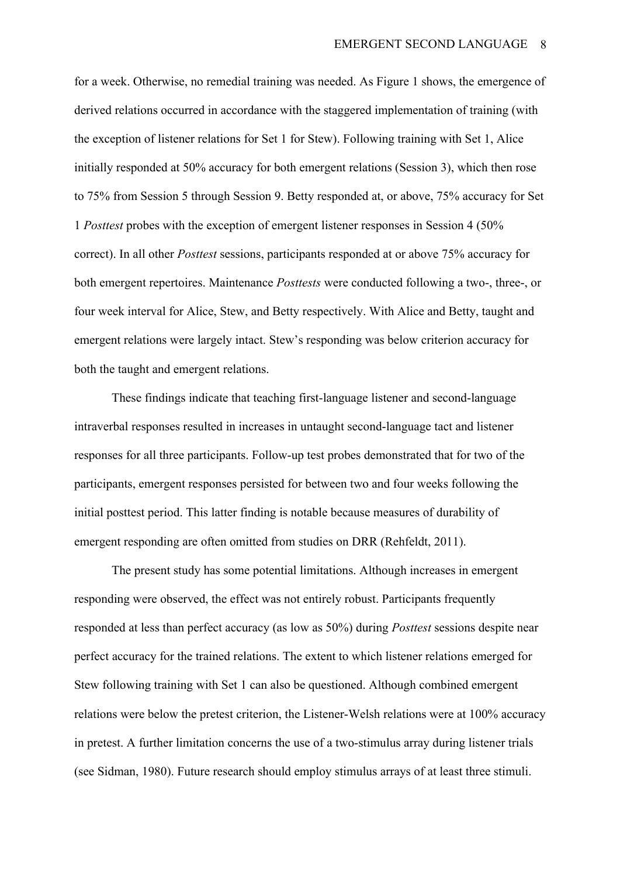for a week. Otherwise, no remedial training was needed. As Figure 1 shows, the emergence of derived relations occurred in accordance with the staggered implementation of training (with the exception of listener relations for Set 1 for Stew). Following training with Set 1, Alice initially responded at 50% accuracy for both emergent relations (Session 3), which then rose to 75% from Session 5 through Session 9. Betty responded at, or above, 75% accuracy for Set 1 *Posttest* probes with the exception of emergent listener responses in Session 4 (50% correct). In all other *Posttest* sessions, participants responded at or above 75% accuracy for both emergent repertoires. Maintenance *Posttests* were conducted following a two-, three-, or four week interval for Alice, Stew, and Betty respectively. With Alice and Betty, taught and emergent relations were largely intact. Stew's responding was below criterion accuracy for both the taught and emergent relations.

These findings indicate that teaching first-language listener and second-language intraverbal responses resulted in increases in untaught second-language tact and listener responses for all three participants. Follow-up test probes demonstrated that for two of the participants, emergent responses persisted for between two and four weeks following the initial posttest period. This latter finding is notable because measures of durability of emergent responding are often omitted from studies on DRR (Rehfeldt, 2011).

The present study has some potential limitations. Although increases in emergent responding were observed, the effect was not entirely robust. Participants frequently responded at less than perfect accuracy (as low as 50%) during *Posttest* sessions despite near perfect accuracy for the trained relations. The extent to which listener relations emerged for Stew following training with Set 1 can also be questioned. Although combined emergent relations were below the pretest criterion, the Listener-Welsh relations were at 100% accuracy in pretest. A further limitation concerns the use of a two-stimulus array during listener trials (see Sidman, 1980). Future research should employ stimulus arrays of at least three stimuli.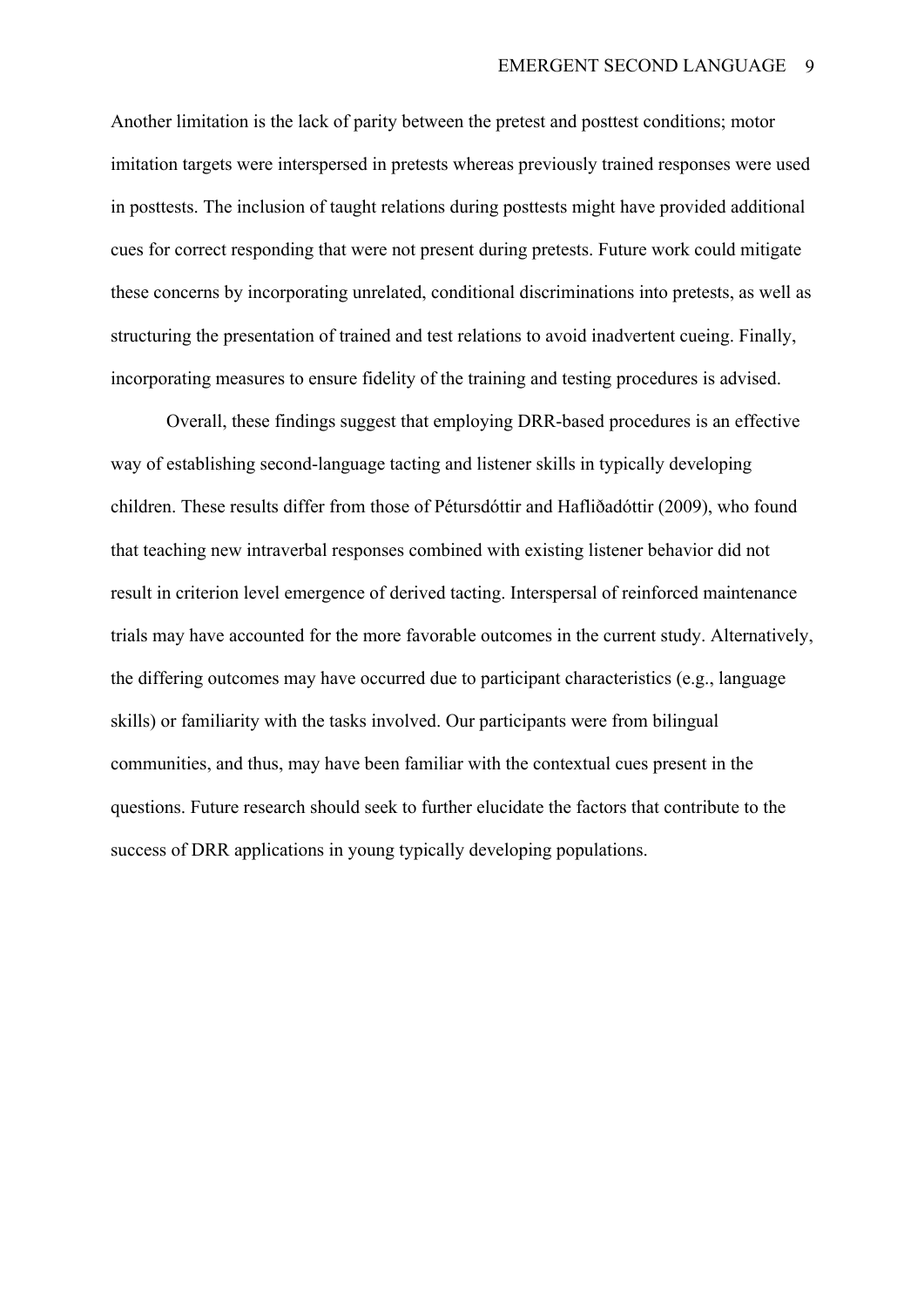Another limitation is the lack of parity between the pretest and posttest conditions; motor imitation targets were interspersed in pretests whereas previously trained responses were used in posttests. The inclusion of taught relations during posttests might have provided additional cues for correct responding that were not present during pretests. Future work could mitigate these concerns by incorporating unrelated, conditional discriminations into pretests, as well as structuring the presentation of trained and test relations to avoid inadvertent cueing. Finally, incorporating measures to ensure fidelity of the training and testing procedures is advised.

Overall, these findings suggest that employing DRR-based procedures is an effective way of establishing second-language tacting and listener skills in typically developing children. These results differ from those of Pétursdóttir and Hafliðadóttir (2009), who found that teaching new intraverbal responses combined with existing listener behavior did not result in criterion level emergence of derived tacting. Interspersal of reinforced maintenance trials may have accounted for the more favorable outcomes in the current study. Alternatively, the differing outcomes may have occurred due to participant characteristics (e.g., language skills) or familiarity with the tasks involved. Our participants were from bilingual communities, and thus, may have been familiar with the contextual cues present in the questions. Future research should seek to further elucidate the factors that contribute to the success of DRR applications in young typically developing populations.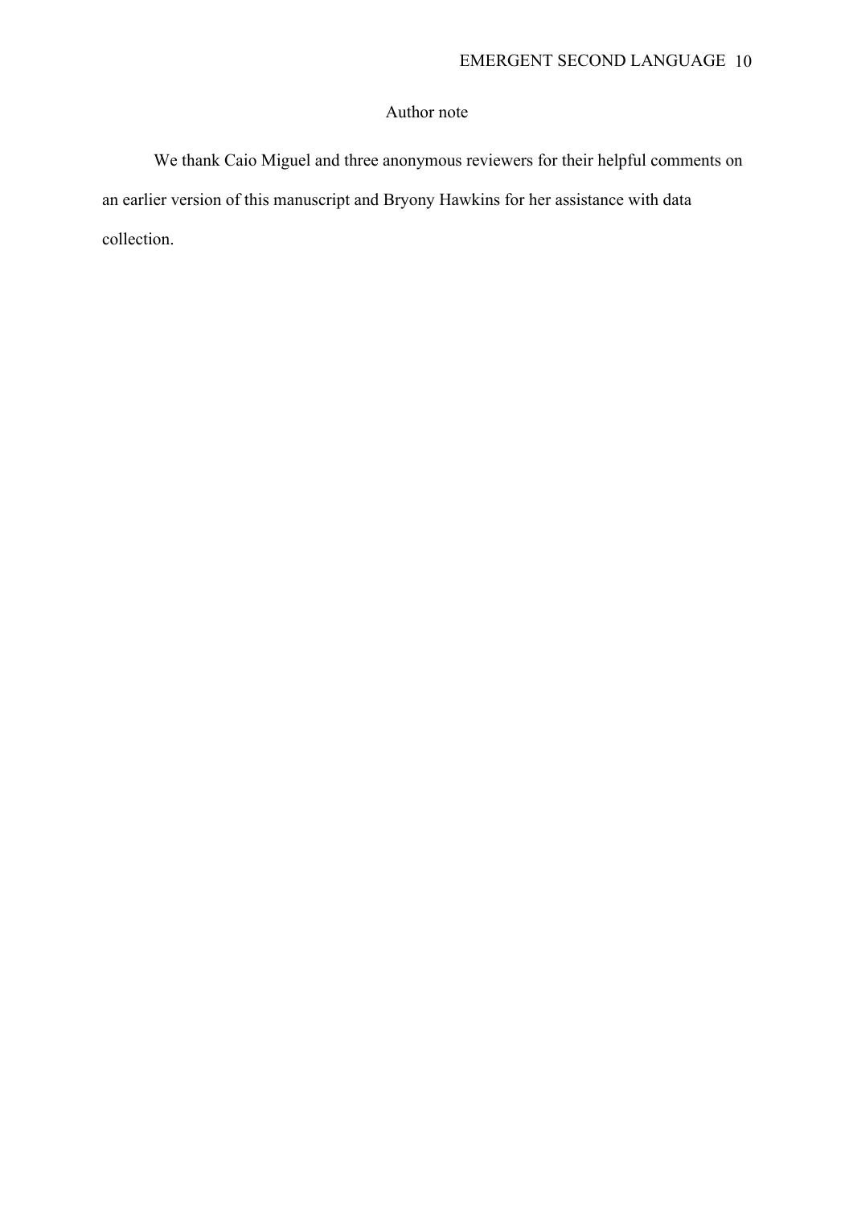## Author note

We thank Caio Miguel and three anonymous reviewers for their helpful comments on an earlier version of this manuscript and Bryony Hawkins for her assistance with data collection.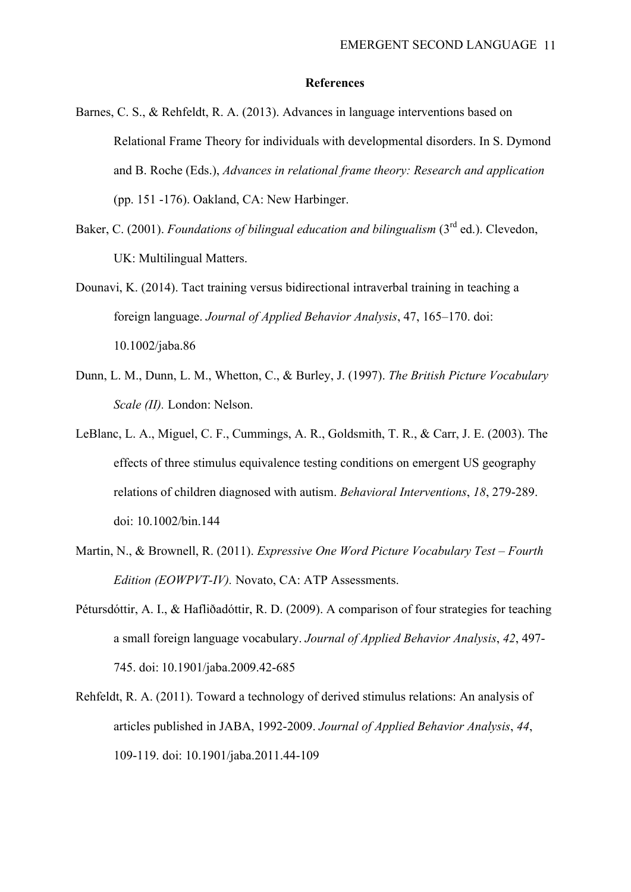## References

Barnes, C. S., & Rehfeldt, R. A. (2013). Advances in language interventions based on Relational Frame Theory for individuals with developmental disorders. In S. Dymond and B. Roche (Eds.), *Advances in relational frame theory: Research and application* (pp. 151 -176). Oakland, CA: New Harbinger.

Baker, C. (2001). *Foundations of bilingual education and bilingualism* (3rd ed.). Clevedon, UK: Multilingual Matters.

Dounavi, K. (2014). Tact training versus bidirectional intraverbal training in teaching a foreign language. *Journal of Applied Behavior Analysis*, 47, 165–170. doi: 10.1002/jaba.86

Dunn, L. M., Dunn, L. M., Whetton, C., & Burley, J. (1997). *The British Picture Vocabulary Scale (II).* London: Nelson.

LeBlanc, L. A., Miguel, C. F., Cummings, A. R., Goldsmith, T. R., & Carr, J. E. (2003). The effects of three stimulus equivalence testing conditions on emergent US geography relations of children diagnosed with autism. *Behavioral Interventions*, *18*, 279-289. doi: 10.1002/bin.144

Martin, N., & Brownell, R. (2011). *Expressive One Word Picture Vocabulary Test – Fourth Edition (EOWPVT-IV).* Novato, CA: ATP Assessments.

Pétursdóttir, A. I., & Hafliðadóttir, R. D. (2009). A comparison of four strategies for teaching a small foreign language vocabulary. *Journal of Applied Behavior Analysis*, *42*, 497-745. doi: 10.1901/jaba.2009.42-685

Rehfeldt, R. A. (2011). Toward a technology of derived stimulus relations: An analysis of articles published in JABA, 1992-2009. *Journal of Applied Behavior Analysis*, *44*, 109-119. doi: 10.1901/jaba.2011.44-109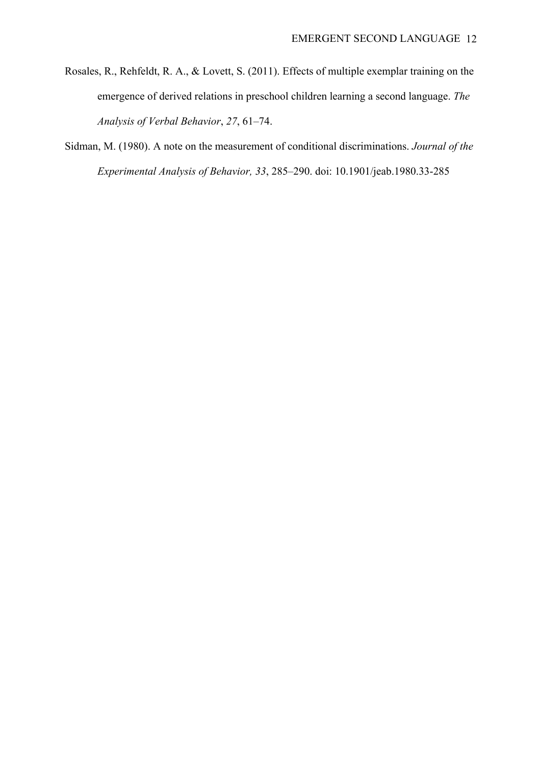Rosales, R., Rehfeldt, R. A., & Lovett, S. (2011). Effects of multiple exemplar training on the emergence of derived relations in preschool children learning a second language. *The Analysis of Verbal Behavior*, *27*, 61–74.

Sidman, M. (1980). A note on the measurement of conditional discriminations. *Journal of the Experimental Analysis of Behavior, 33*, 285–290. doi: 10.1901/jeab.1980.33-285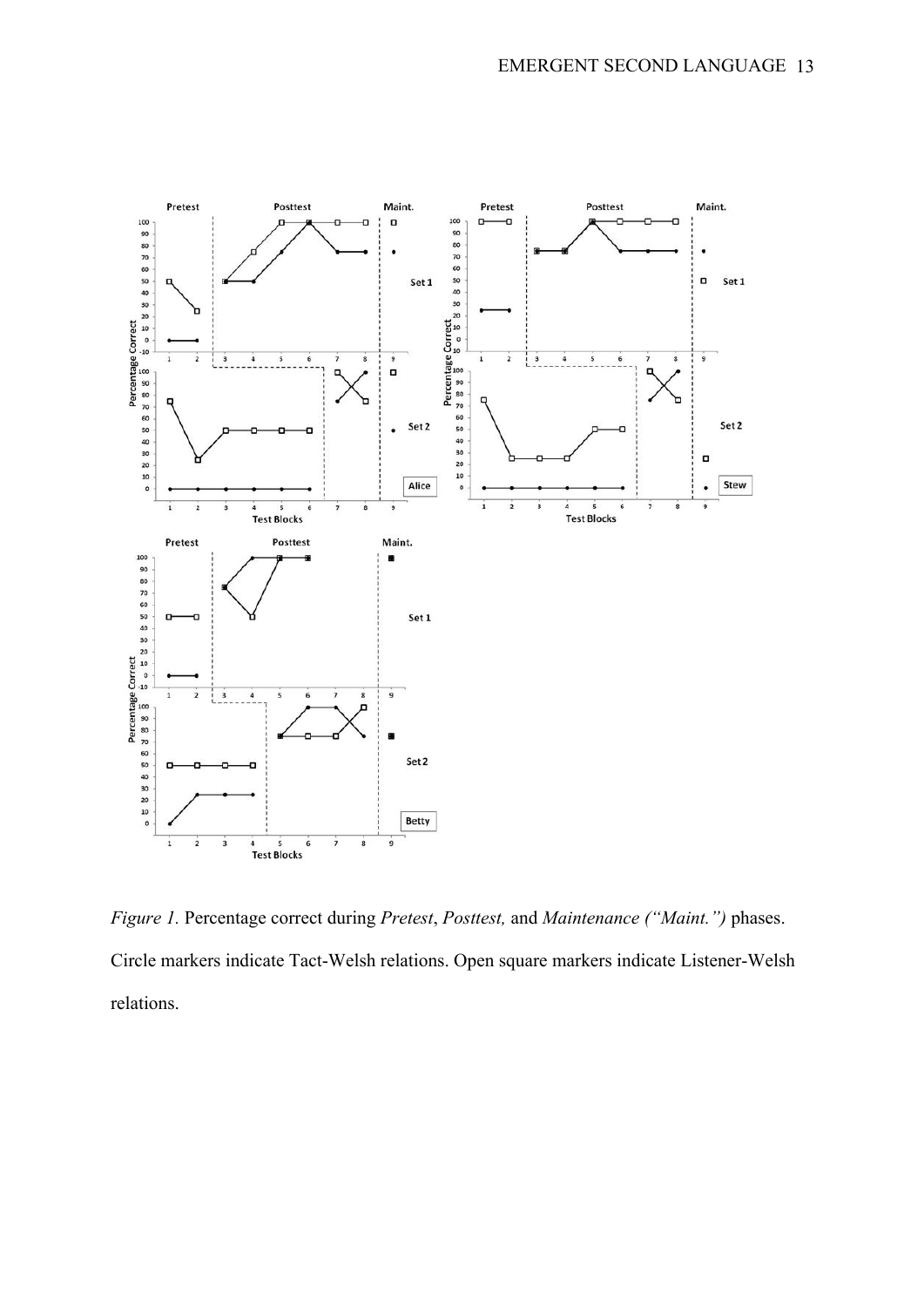Pretest
Posttest
Maint.
Set 1
Set 2
Alice
Percentage Correct
Test Blocks

Pretest
Posttest
Maint.
Set 1
Set 2
Stew
Percentage Correct
Test Blocks

Pretest
Posttest
Maint.
Set 1
Set 2
Betty
Percentage Correct
Test Blocks

*Figure 1.* Percentage correct during *Pretest*, *Posttest,* and *Maintenance ("Maint.")* phases. Circle markers indicate Tact-Welsh relations. Open square markers indicate Listener-Welsh relations.